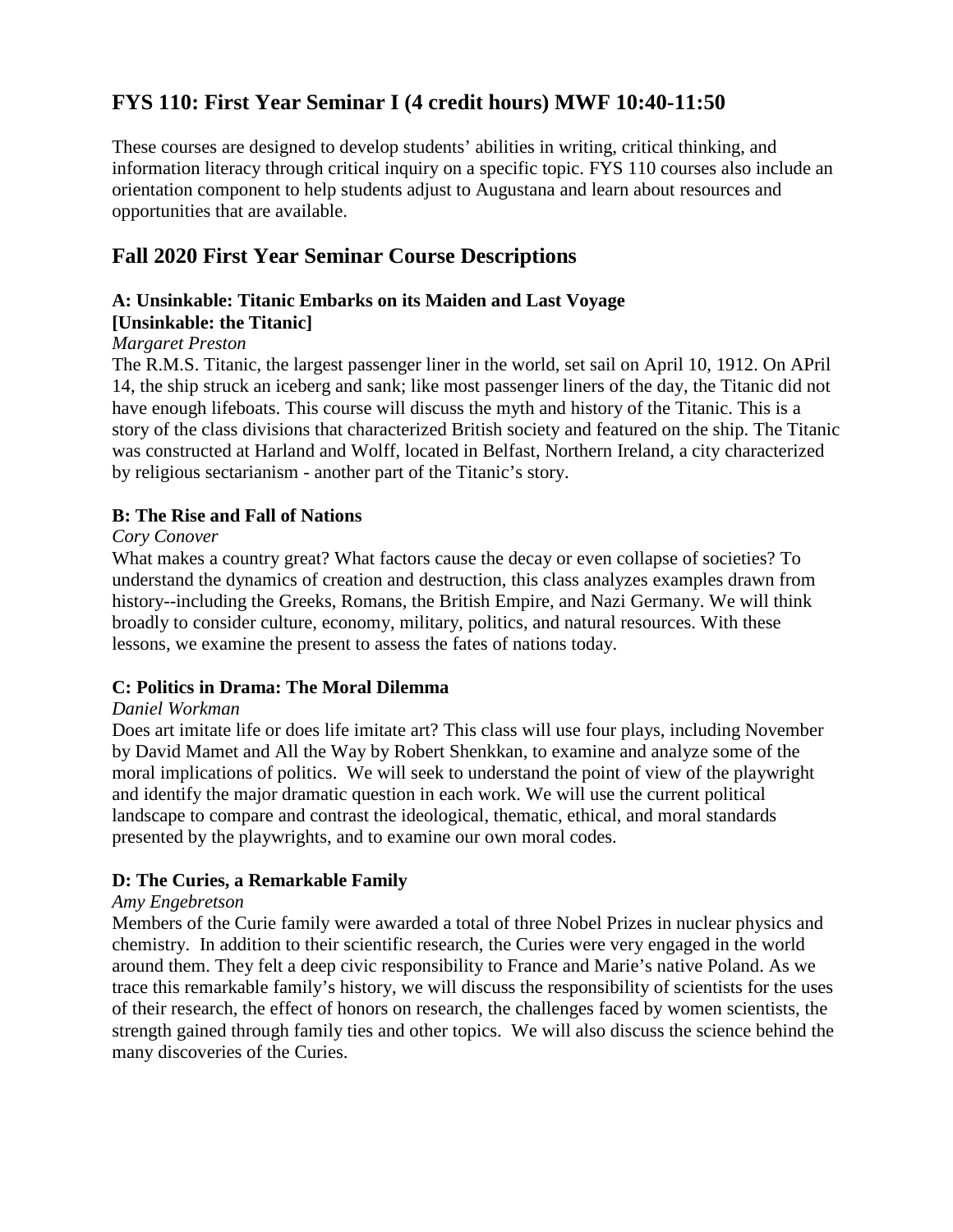## FYS 110: First Year Seminar I (4 credit hours) MWF 10:40-11:50

These courses are designed to develop students' abilities in writing, critical thinking, and information literacy through critical inquiry on a specific topic. FYS 110 courses also include an orientation component to help students adjust to Augustana and learn about resources and opportunities that are available.

## Fall 2020 First Year Seminar Course Descriptions

### A: Unsinkable: Titanic Embarks on its Maiden and Last Voyage [Unsinkable: the Titanic]

*Margaret Preston*

The R.M.S. Titanic, the largest passenger liner in the world, set sail on April 10, 1912. On APril 14, the ship struck an iceberg and sank; like most passenger liners of the day, the Titanic did not have enough lifeboats. This course will discuss the myth and history of the Titanic. This is a story of the class divisions that characterized British society and featured on the ship. The Titanic was constructed at Harland and Wolff, located in Belfast, Northern Ireland, a city characterized by religious sectarianism - another part of the Titanic's story.

### B: The Rise and Fall of Nations

*Cory Conover*

What makes a country great? What factors cause the decay or even collapse of societies? To understand the dynamics of creation and destruction, this class analyzes examples drawn from history--including the Greeks, Romans, the British Empire, and Nazi Germany. We will think broadly to consider culture, economy, military, politics, and natural resources. With these lessons, we examine the present to assess the fates of nations today.

### C: Politics in Drama: The Moral Dilemma

*Daniel Workman*

Does art imitate life or does life imitate art? This class will use four plays, including November by David Mamet and All the Way by Robert Shenkkan, to examine and analyze some of the moral implications of politics. We will seek to understand the point of view of the playwright and identify the major dramatic question in each work. We will use the current political landscape to compare and contrast the ideological, thematic, ethical, and moral standards presented by the playwrights, and to examine our own moral codes.

### D: The Curies, a Remarkable Family

*Amy Engebretson*

Members of the Curie family were awarded a total of three Nobel Prizes in nuclear physics and chemistry. In addition to their scientific research, the Curies were very engaged in the world around them. They felt a deep civic responsibility to France and Marie's native Poland. As we trace this remarkable family's history, we will discuss the responsibility of scientists for the uses of their research, the effect of honors on research, the challenges faced by women scientists, the strength gained through family ties and other topics. We will also discuss the science behind the many discoveries of the Curies.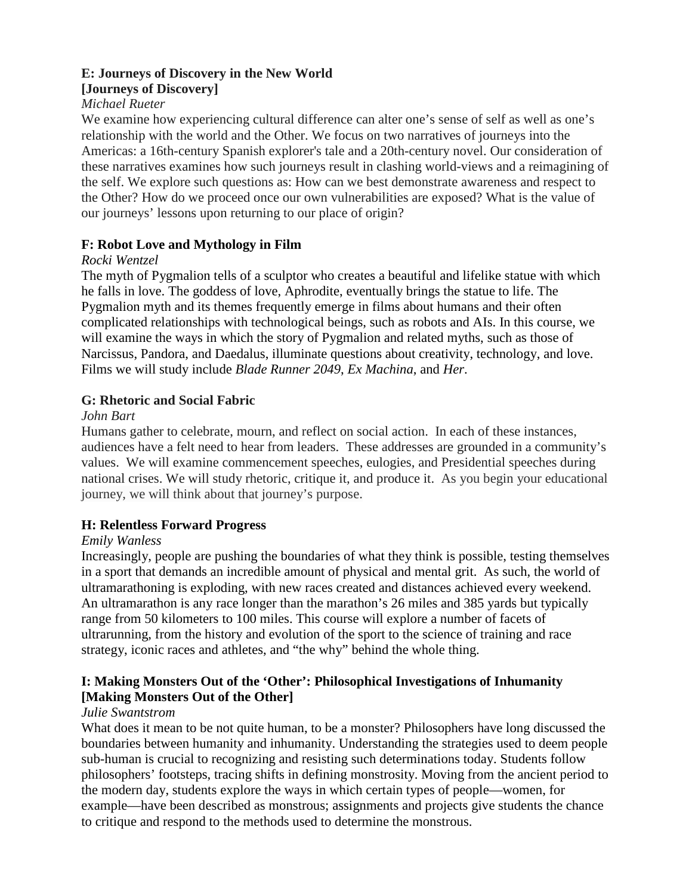**E: Journeys of Discovery in the New World**
**[Journeys of Discovery]**

*Michael Rueter*

We examine how experiencing cultural difference can alter one's sense of self as well as one's relationship with the world and the Other. We focus on two narratives of journeys into the Americas: a 16th-century Spanish explorer's tale and a 20th-century novel. Our consideration of these narratives examines how such journeys result in clashing world-views and a reimagining of the self. We explore such questions as: How can we best demonstrate awareness and respect to the Other? How do we proceed once our own vulnerabilities are exposed? What is the value of our journeys' lessons upon returning to our place of origin?

**F: Robot Love and Mythology in Film**

*Rocki Wentzel*

The myth of Pygmalion tells of a sculptor who creates a beautiful and lifelike statue with which he falls in love. The goddess of love, Aphrodite, eventually brings the statue to life. The Pygmalion myth and its themes frequently emerge in films about humans and their often complicated relationships with technological beings, such as robots and AIs. In this course, we will examine the ways in which the story of Pygmalion and related myths, such as those of Narcissus, Pandora, and Daedalus, illuminate questions about creativity, technology, and love. Films we will study include *Blade Runner 2049*, *Ex Machina*, and *Her*.

**G: Rhetoric and Social Fabric**

*John Bart*

Humans gather to celebrate, mourn, and reflect on social action. In each of these instances, audiences have a felt need to hear from leaders. These addresses are grounded in a community's values. We will examine commencement speeches, eulogies, and Presidential speeches during national crises. We will study rhetoric, critique it, and produce it. As you begin your educational journey, we will think about that journey's purpose.

**H: Relentless Forward Progress**

*Emily Wanless*

Increasingly, people are pushing the boundaries of what they think is possible, testing themselves in a sport that demands an incredible amount of physical and mental grit. As such, the world of ultramarathoning is exploding, with new races created and distances achieved every weekend. An ultramarathon is any race longer than the marathon's 26 miles and 385 yards but typically range from 50 kilometers to 100 miles. This course will explore a number of facets of ultrarunning, from the history and evolution of the sport to the science of training and race strategy, iconic races and athletes, and "the why" behind the whole thing.

**I: Making Monsters Out of the 'Other': Philosophical Investigations of Inhumanity**
**[Making Monsters Out of the Other]**

*Julie Swantstrom*

What does it mean to be not quite human, to be a monster? Philosophers have long discussed the boundaries between humanity and inhumanity. Understanding the strategies used to deem people sub-human is crucial to recognizing and resisting such determinations today. Students follow philosophers' footsteps, tracing shifts in defining monstrosity. Moving from the ancient period to the modern day, students explore the ways in which certain types of people—women, for example—have been described as monstrous; assignments and projects give students the chance to critique and respond to the methods used to determine the monstrous.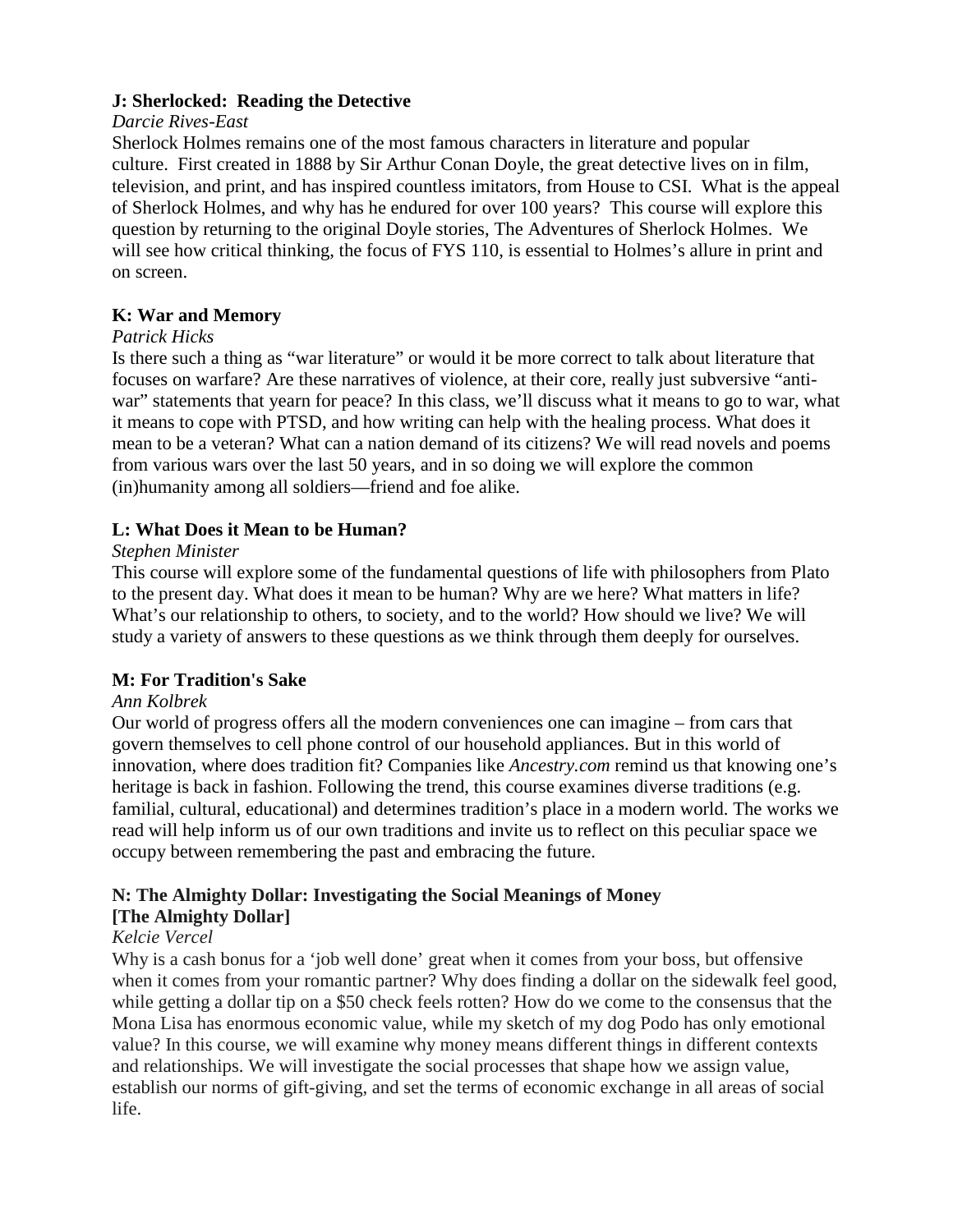**J: Sherlocked: Reading the Detective**

*Darcie Rives-East*

Sherlock Holmes remains one of the most famous characters in literature and popular culture. First created in 1888 by Sir Arthur Conan Doyle, the great detective lives on in film, television, and print, and has inspired countless imitators, from House to CSI. What is the appeal of Sherlock Holmes, and why has he endured for over 100 years? This course will explore this question by returning to the original Doyle stories, The Adventures of Sherlock Holmes. We will see how critical thinking, the focus of FYS 110, is essential to Holmes's allure in print and on screen.

**K: War and Memory**

*Patrick Hicks*

Is there such a thing as "war literature" or would it be more correct to talk about literature that focuses on warfare? Are these narratives of violence, at their core, really just subversive "anti-war" statements that yearn for peace? In this class, we'll discuss what it means to go to war, what it means to cope with PTSD, and how writing can help with the healing process. What does it mean to be a veteran? What can a nation demand of its citizens? We will read novels and poems from various wars over the last 50 years, and in so doing we will explore the common (in)humanity among all soldiers—friend and foe alike.

**L: What Does it Mean to be Human?**

*Stephen Minister*

This course will explore some of the fundamental questions of life with philosophers from Plato to the present day. What does it mean to be human? Why are we here? What matters in life? What's our relationship to others, to society, and to the world? How should we live? We will study a variety of answers to these questions as we think through them deeply for ourselves.

**M: For Tradition's Sake**

*Ann Kolbrek*

Our world of progress offers all the modern conveniences one can imagine – from cars that govern themselves to cell phone control of our household appliances. But in this world of innovation, where does tradition fit? Companies like *Ancestry.com* remind us that knowing one's heritage is back in fashion. Following the trend, this course examines diverse traditions (e.g. familial, cultural, educational) and determines tradition's place in a modern world. The works we read will help inform us of our own traditions and invite us to reflect on this peculiar space we occupy between remembering the past and embracing the future.

**N: The Almighty Dollar: Investigating the Social Meanings of Money [The Almighty Dollar]**

*Kelcie Vercel*

Why is a cash bonus for a 'job well done' great when it comes from your boss, but offensive when it comes from your romantic partner? Why does finding a dollar on the sidewalk feel good, while getting a dollar tip on a $50 check feels rotten? How do we come to the consensus that the Mona Lisa has enormous economic value, while my sketch of my dog Podo has only emotional value? In this course, we will examine why money means different things in different contexts and relationships. We will investigate the social processes that shape how we assign value, establish our norms of gift-giving, and set the terms of economic exchange in all areas of social life.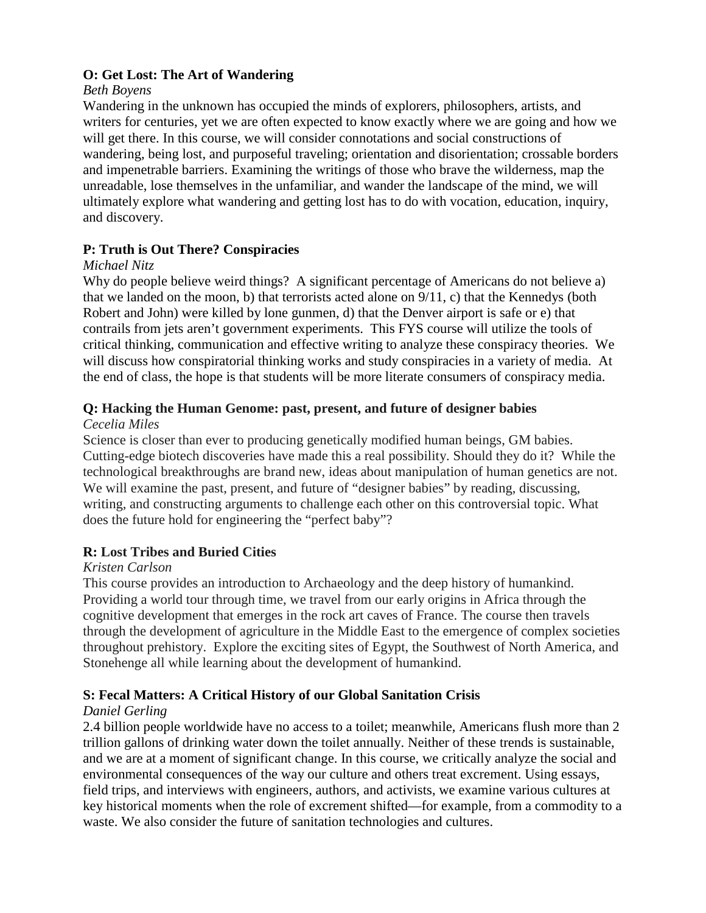**O: Get Lost: The Art of Wandering**

*Beth Boyens*

Wandering in the unknown has occupied the minds of explorers, philosophers, artists, and writers for centuries, yet we are often expected to know exactly where we are going and how we will get there. In this course, we will consider connotations and social constructions of wandering, being lost, and purposeful traveling; orientation and disorientation; crossable borders and impenetrable barriers. Examining the writings of those who brave the wilderness, map the unreadable, lose themselves in the unfamiliar, and wander the landscape of the mind, we will ultimately explore what wandering and getting lost has to do with vocation, education, inquiry, and discovery.

**P: Truth is Out There? Conspiracies**

*Michael Nitz*

Why do people believe weird things? A significant percentage of Americans do not believe a) that we landed on the moon, b) that terrorists acted alone on 9/11, c) that the Kennedys (both Robert and John) were killed by lone gunmen, d) that the Denver airport is safe or e) that contrails from jets aren't government experiments. This FYS course will utilize the tools of critical thinking, communication and effective writing to analyze these conspiracy theories. We will discuss how conspiratorial thinking works and study conspiracies in a variety of media. At the end of class, the hope is that students will be more literate consumers of conspiracy media.

**Q: Hacking the Human Genome: past, present, and future of designer babies**

*Cecelia Miles*

Science is closer than ever to producing genetically modified human beings, GM babies. Cutting-edge biotech discoveries have made this a real possibility. Should they do it? While the technological breakthroughs are brand new, ideas about manipulation of human genetics are not. We will examine the past, present, and future of "designer babies" by reading, discussing, writing, and constructing arguments to challenge each other on this controversial topic. What does the future hold for engineering the "perfect baby"?

**R: Lost Tribes and Buried Cities**

*Kristen Carlson*

This course provides an introduction to Archaeology and the deep history of humankind. Providing a world tour through time, we travel from our early origins in Africa through the cognitive development that emerges in the rock art caves of France. The course then travels through the development of agriculture in the Middle East to the emergence of complex societies throughout prehistory. Explore the exciting sites of Egypt, the Southwest of North America, and Stonehenge all while learning about the development of humankind.

**S: Fecal Matters: A Critical History of our Global Sanitation Crisis**

*Daniel Gerling*

2.4 billion people worldwide have no access to a toilet; meanwhile, Americans flush more than 2 trillion gallons of drinking water down the toilet annually. Neither of these trends is sustainable, and we are at a moment of significant change. In this course, we critically analyze the social and environmental consequences of the way our culture and others treat excrement. Using essays, field trips, and interviews with engineers, authors, and activists, we examine various cultures at key historical moments when the role of excrement shifted—for example, from a commodity to a waste. We also consider the future of sanitation technologies and cultures.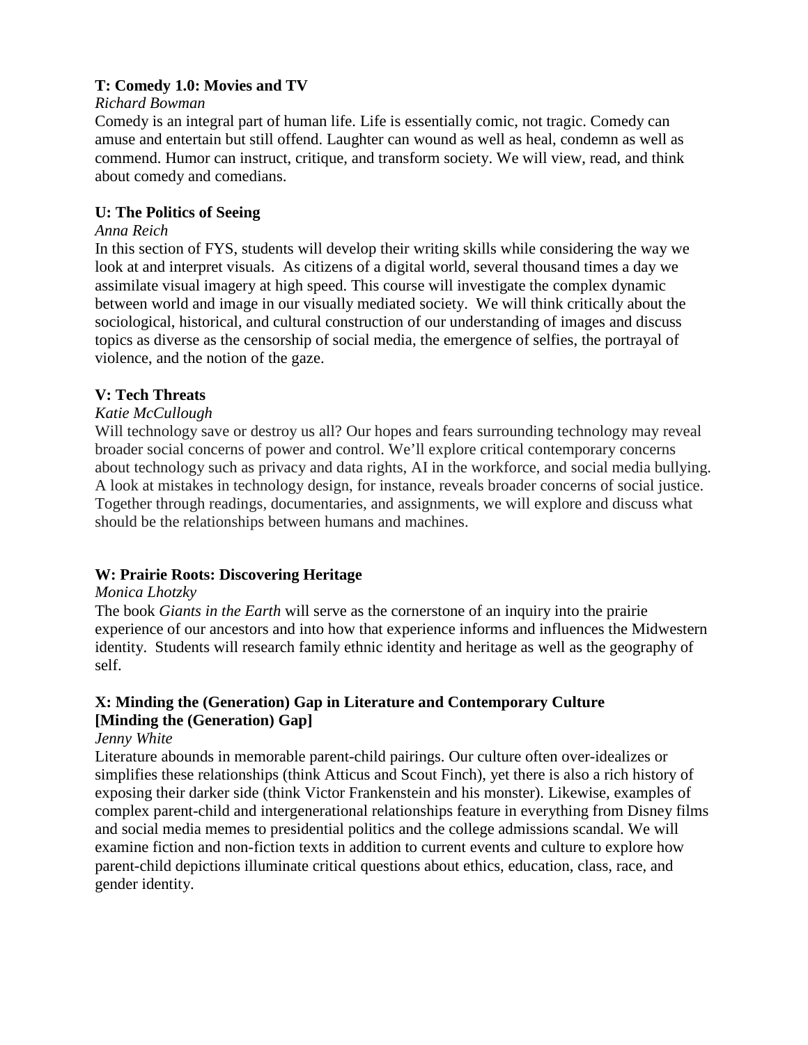**T: Comedy 1.0: Movies and TV**

*Richard Bowman*

Comedy is an integral part of human life. Life is essentially comic, not tragic. Comedy can amuse and entertain but still offend. Laughter can wound as well as heal, condemn as well as commend. Humor can instruct, critique, and transform society. We will view, read, and think about comedy and comedians.

**U: The Politics of Seeing**

*Anna Reich*

In this section of FYS, students will develop their writing skills while considering the way we look at and interpret visuals. As citizens of a digital world, several thousand times a day we assimilate visual imagery at high speed. This course will investigate the complex dynamic between world and image in our visually mediated society. We will think critically about the sociological, historical, and cultural construction of our understanding of images and discuss topics as diverse as the censorship of social media, the emergence of selfies, the portrayal of violence, and the notion of the gaze.

**V: Tech Threats**

*Katie McCullough*

Will technology save or destroy us all? Our hopes and fears surrounding technology may reveal broader social concerns of power and control. We'll explore critical contemporary concerns about technology such as privacy and data rights, AI in the workforce, and social media bullying. A look at mistakes in technology design, for instance, reveals broader concerns of social justice. Together through readings, documentaries, and assignments, we will explore and discuss what should be the relationships between humans and machines.

**W: Prairie Roots: Discovering Heritage**

*Monica Lhotzky*

The book *Giants in the Earth* will serve as the cornerstone of an inquiry into the prairie experience of our ancestors and into how that experience informs and influences the Midwestern identity. Students will research family ethnic identity and heritage as well as the geography of self.

**X: Minding the (Generation) Gap in Literature and Contemporary Culture [Minding the (Generation) Gap]**

*Jenny White*

Literature abounds in memorable parent-child pairings. Our culture often over-idealizes or simplifies these relationships (think Atticus and Scout Finch), yet there is also a rich history of exposing their darker side (think Victor Frankenstein and his monster). Likewise, examples of complex parent-child and intergenerational relationships feature in everything from Disney films and social media memes to presidential politics and the college admissions scandal. We will examine fiction and non-fiction texts in addition to current events and culture to explore how parent-child depictions illuminate critical questions about ethics, education, class, race, and gender identity.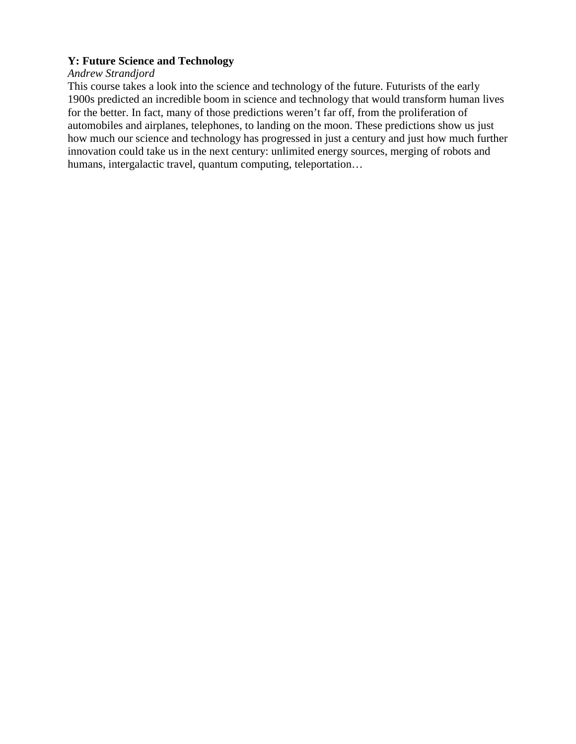**Y: Future Science and Technology**

*Andrew Strandjord*

This course takes a look into the science and technology of the future. Futurists of the early 1900s predicted an incredible boom in science and technology that would transform human lives for the better. In fact, many of those predictions weren't far off, from the proliferation of automobiles and airplanes, telephones, to landing on the moon. These predictions show us just how much our science and technology has progressed in just a century and just how much further innovation could take us in the next century: unlimited energy sources, merging of robots and humans, intergalactic travel, quantum computing, teleportation…